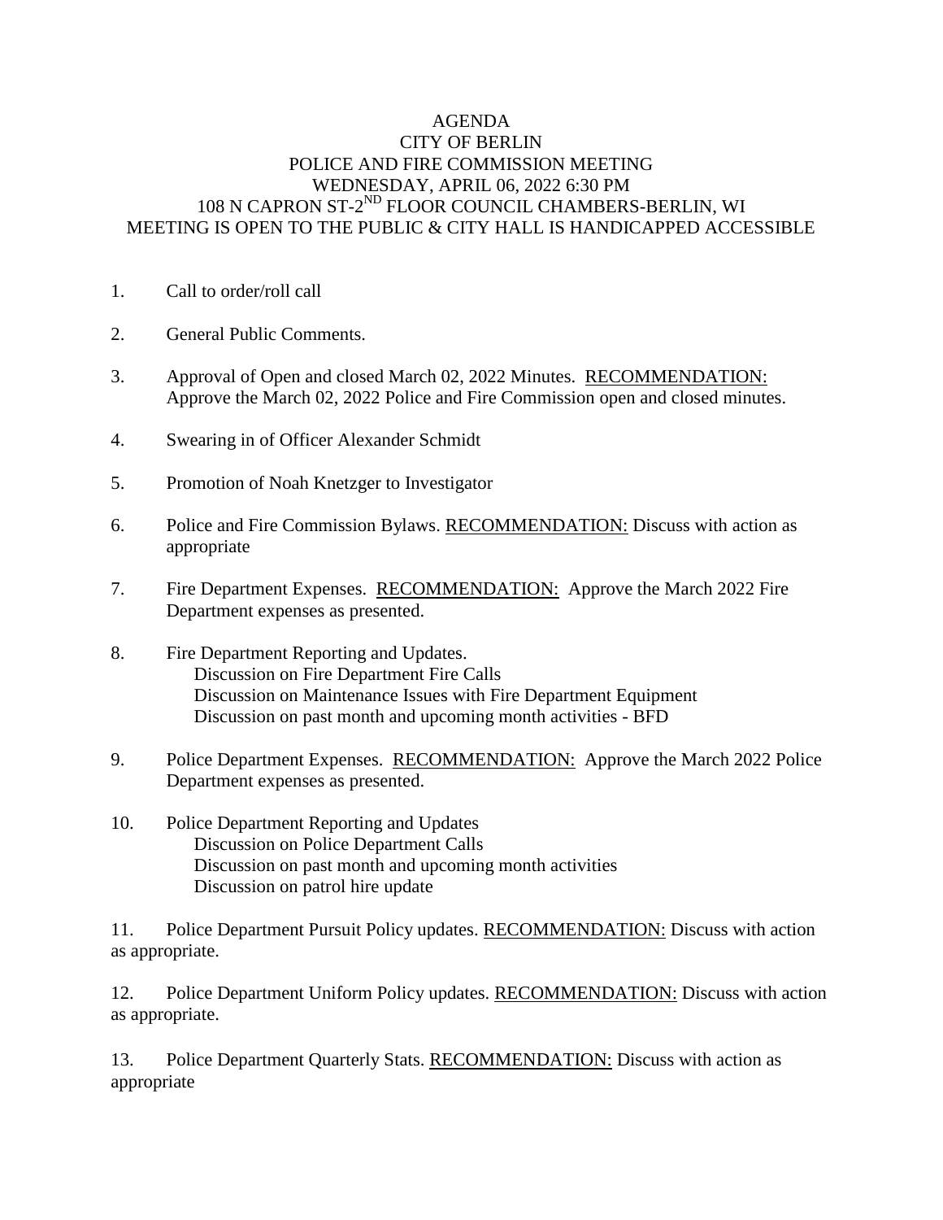AGENDA
CITY OF BERLIN
POLICE AND FIRE COMMISSION MEETING
WEDNESDAY, APRIL 06, 2022 6:30 PM
108 N CAPRON ST-2ND FLOOR COUNCIL CHAMBERS-BERLIN, WI
MEETING IS OPEN TO THE PUBLIC & CITY HALL IS HANDICAPPED ACCESSIBLE

1. Call to order/roll call

2. General Public Comments.

3. Approval of Open and closed March 02, 2022 Minutes. RECOMMENDATION: Approve the March 02, 2022 Police and Fire Commission open and closed minutes.

4. Swearing in of Officer Alexander Schmidt

5. Promotion of Noah Knetzger to Investigator

6. Police and Fire Commission Bylaws. RECOMMENDATION: Discuss with action as appropriate

7. Fire Department Expenses. RECOMMENDATION: Approve the March 2022 Fire Department expenses as presented.

8. Fire Department Reporting and Updates.
   - Discussion on Fire Department Fire Calls
   - Discussion on Maintenance Issues with Fire Department Equipment
   - Discussion on past month and upcoming month activities - BFD

9. Police Department Expenses. RECOMMENDATION: Approve the March 2022 Police Department expenses as presented.

10. Police Department Reporting and Updates
    - Discussion on Police Department Calls
    - Discussion on past month and upcoming month activities
    - Discussion on patrol hire update

11. Police Department Pursuit Policy updates. RECOMMENDATION: Discuss with action as appropriate.

12. Police Department Uniform Policy updates. RECOMMENDATION: Discuss with action as appropriate.

13. Police Department Quarterly Stats. RECOMMENDATION: Discuss with action as appropriate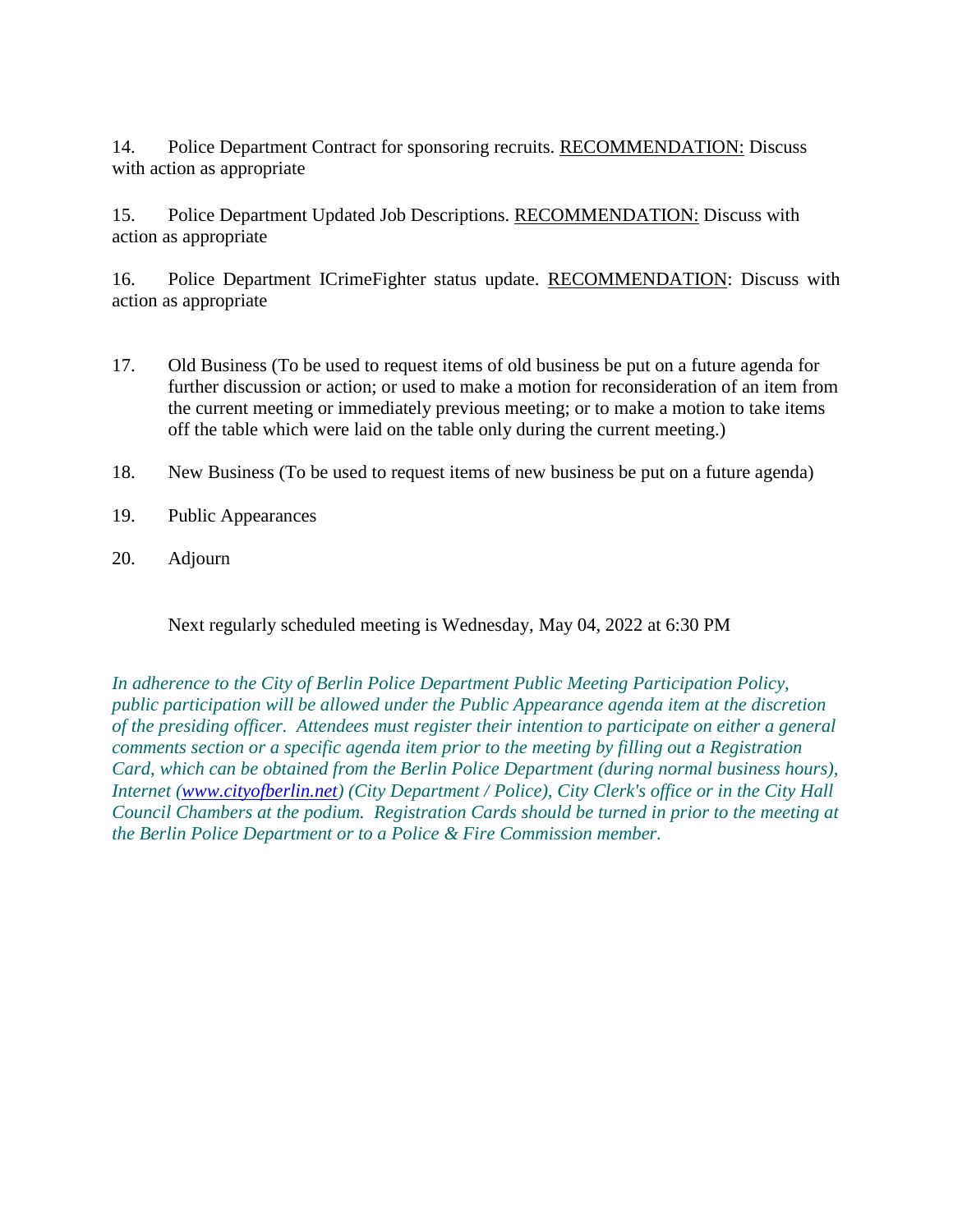14. Police Department Contract for sponsoring recruits. RECOMMENDATION: Discuss with action as appropriate

15. Police Department Updated Job Descriptions. RECOMMENDATION: Discuss with action as appropriate

16. Police Department ICrimeFighter status update. RECOMMENDATION: Discuss with action as appropriate

17. Old Business (To be used to request items of old business be put on a future agenda for further discussion or action; or used to make a motion for reconsideration of an item from the current meeting or immediately previous meeting; or to make a motion to take items off the table which were laid on the table only during the current meeting.)

18. New Business (To be used to request items of new business be put on a future agenda)

19. Public Appearances

20. Adjourn

Next regularly scheduled meeting is Wednesday, May 04, 2022 at 6:30 PM

*In adherence to the City of Berlin Police Department Public Meeting Participation Policy, public participation will be allowed under the Public Appearance agenda item at the discretion of the presiding officer. Attendees must register their intention to participate on either a general comments section or a specific agenda item prior to the meeting by filling out a Registration Card, which can be obtained from the Berlin Police Department (during normal business hours), Internet (www.cityofberlin.net) (City Department / Police), City Clerk's office or in the City Hall Council Chambers at the podium. Registration Cards should be turned in prior to the meeting at the Berlin Police Department or to a Police & Fire Commission member.*